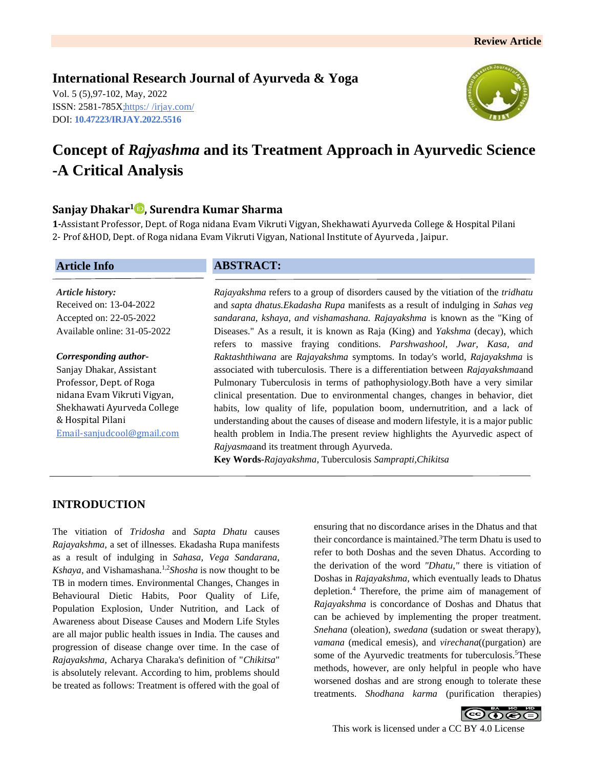Review Article

## International Research Journal of Ayurveda & Yoga

Vol. 5 (5),97-102, May, 2022
ISSN: 2581-785X;https:/ /irjay.com/
DOI: **10.47223/IRJAY.2022.5516**

# Concept of *Rajyashma* and its Treatment Approach in Ayurvedic Science -A Critical Analysis

**Sanjay Dhakar[1], Surendra Kumar Sharma**

**1-**Assistant Professor, Dept. of Roga nidana Evam Vikruti Vigyan, Shekhawati Ayurveda College & Hospital Pilani
2- Prof &HOD, Dept. of Roga nidana Evam Vikruti Vigyan, National Institute of Ayurveda , Jaipur.

### Article Info

*Article history:*
Received on: 13-04-2022
Accepted on: 22-05-2022
Available online: 31-05-2022

*Corresponding author-*
Sanjay Dhakar, Assistant Professor, Dept. of Roga nidana Evam Vikruti Vigyan, Shekhawati Ayurveda College & Hospital Pilani
Email-sanjudcool@gmail.com

### ABSTRACT:

*Rajayakshma* refers to a group of disorders caused by the vitiation of the *tridhatu* and *sapta dhatus.Ekadasha Rupa* manifests as a result of indulging in *Sahas veg sandarana, kshaya, and vishamashana. Rajayakshma* is known as the "King of Diseases." As a result, it is known as Raja (King) and *Yakshma* (decay), which refers to massive fraying conditions. *Parshwashool, Jwar, Kasa, and Raktashthiwana* are *Rajayakshma* symptoms. In today's world, *Rajayakshma* is associated with tuberculosis. There is a differentiation between *Rajayakshma*and Pulmonary Tuberculosis in terms of pathophysiology.Both have a very similar clinical presentation. Due to environmental changes, changes in behavior, diet habits, low quality of life, population boom, undernutrition, and a lack of understanding about the causes of disease and modern lifestyle, it is a major public health problem in India.The present review highlights the Ayurvedic aspect of *Rajyasma*and its treatment through Ayurveda.

**Key Words-***Rajayakshma*, Tuberculosis *Samprapti,Chikitsa*

## INTRODUCTION

The vitiation of *Tridosha* and *Sapta Dhatu* causes *Rajayakshma*, a set of illnesses. Ekadasha Rupa manifests as a result of indulging in *Sahasa*, *Vega Sandarana*, *Kshaya*, and Vishamashana.[1,2]*Shosha* is now thought to be TB in modern times. Environmental Changes, Changes in Behavioural Dietic Habits, Poor Quality of Life, Population Explosion, Under Nutrition, and Lack of Awareness about Disease Causes and Modern Life Styles are all major public health issues in India. The causes and progression of disease change over time. In the case of *Rajayakshma*, Acharya Charaka's definition of "*Chikitsa*" is absolutely relevant. According to him, problems should be treated as follows: Treatment is offered with the goal of ensuring that no discordance arises in the Dhatus and that their concordance is maintained.[3]The term Dhatu is used to refer to both Doshas and the seven Dhatus. According to the derivation of the word *"Dhatu,"* there is vitiation of Doshas in *Rajayakshma*, which eventually leads to Dhatus depletion.[4] Therefore, the prime aim of management of *Rajayakshma* is concordance of Doshas and Dhatus that can be achieved by implementing the proper treatment. *Snehana* (oleation), *swedana* (sudation or sweat therapy), *vamana* (medical emesis), and *virechana*((purgation) are some of the Ayurvedic treatments for tuberculosis.[5]These methods, however, are only helpful in people who have worsened doshas and are strong enough to tolerate these treatments. *Shodhana karma* (purification therapies)

This work is licensed under a CC BY 4.0 License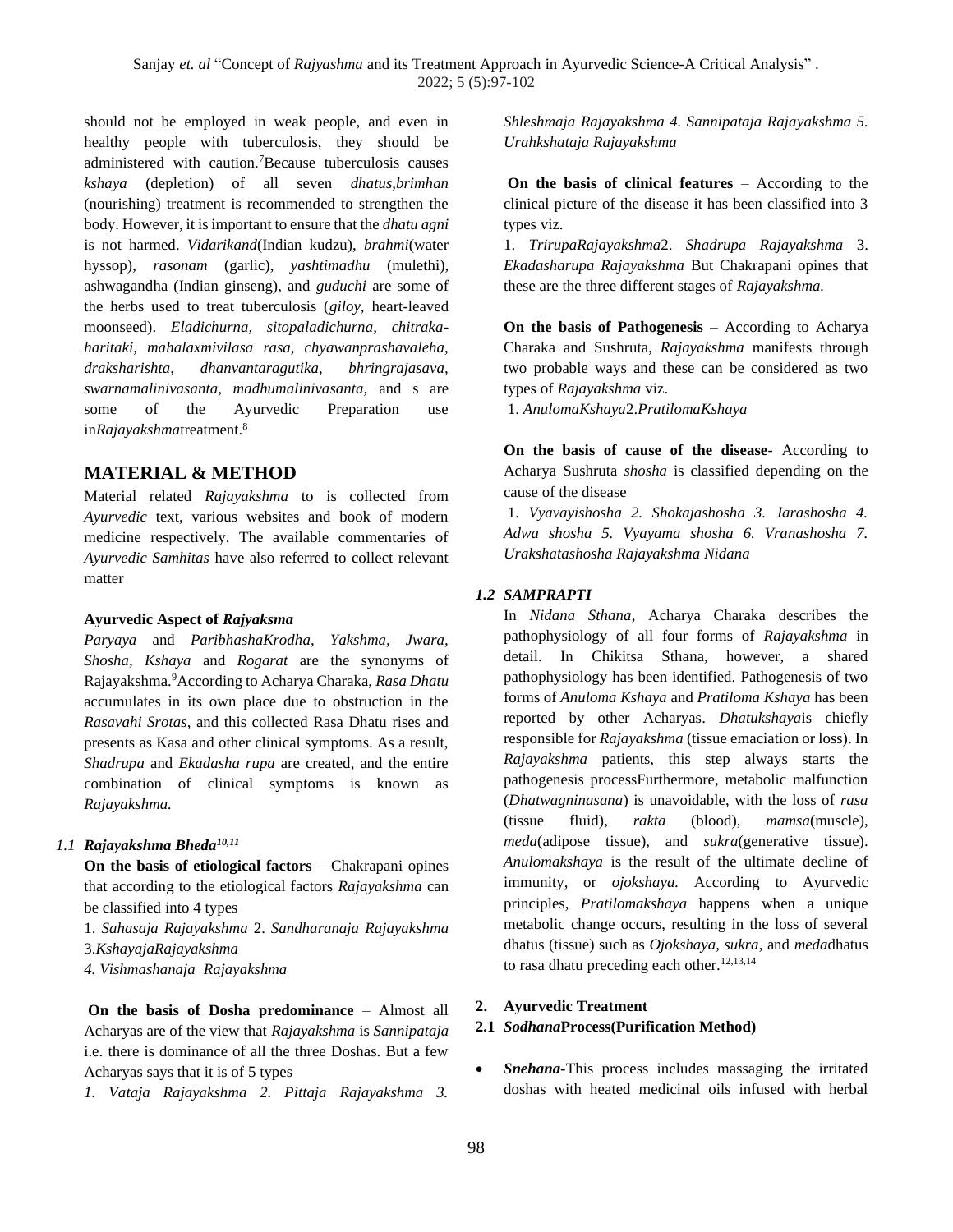should not be employed in weak people, and even in healthy people with tuberculosis, they should be administered with caution.[7]Because tuberculosis causes *kshaya* (depletion) of all seven *dhatus,brimhan* (nourishing) treatment is recommended to strengthen the body. However, it is important to ensure that the *dhatu agni* is not harmed. *Vidarikand*(Indian kudzu), *brahmi*(water hyssop), *rasonam* (garlic), *yashtimadhu* (mulethi), ashwagandha (Indian ginseng), and *guduchi* are some of the herbs used to treat tuberculosis (*giloy*, heart-leaved moonseed). *Eladichurna, sitopaladichurna, chitraka-haritaki, mahalaxmivilasa rasa, chyawanprashavaleha, draksharishta, dhanvantaragutika, bhringrajasava, swarnamalinivasanta, madhumalinivasanta,* and s are some of the Ayurvedic Preparation use in*Rajayakshma*treatment.[8]

## MATERIAL & METHOD

Material related *Rajayakshma* to is collected from *Ayurvedic* text, various websites and book of modern medicine respectively. The available commentaries of *Ayurvedic Samhitas* have also referred to collect relevant matter

**Ayurvedic Aspect of *Rajyaksma***

*Paryaya* and *ParibhashaKrodha, Yakshma, Jwara, Shosha, Kshaya* and *Rogarat* are the synonyms of Rajayakshma.[9]According to Acharya Charaka, *Rasa Dhatu* accumulates in its own place due to obstruction in the *Rasavahi Srotas*, and this collected Rasa Dhatu rises and presents as Kasa and other clinical symptoms. As a result, *Shadrupa* and *Ekadasha rupa* are created, and the entire combination of clinical symptoms is known as *Rajayakshma.*

### 1.1 *Rajayakshma Bheda*[10,11]

**On the basis of etiological factors** – Chakrapani opines that according to the etiological factors *Rajayakshma* can be classified into 4 types

1. *Sahasaja Rajayakshma* 2. *Sandharanaja Rajayakshma* 3.*KshayajaRajayakshma*
4. *Vishmashanaja Rajayakshma*

**On the basis of Dosha predominance** – Almost all Acharyas are of the view that *Rajayakshma* is *Sannipataja* i.e. there is dominance of all the three Doshas. But a few Acharyas says that it is of 5 types

*1. Vataja Rajayakshma 2. Pittaja Rajayakshma 3. Shleshmaja Rajayakshma 4. Sannipataja Rajayakshma 5. Urahkshataja Rajayakshma*

**On the basis of clinical features** – According to the clinical picture of the disease it has been classified into 3 types viz.

1. *TrirupaRajayakshma*2. *Shadrupa Rajayakshma* 3. *Ekadasharupa Rajayakshma* But Chakrapani opines that these are the three different stages of *Rajayakshma.*

**On the basis of Pathogenesis** – According to Acharya Charaka and Sushruta, *Rajayakshma* manifests through two probable ways and these can be considered as two types of *Rajayakshma* viz.

1. *AnulomaKshaya*2.*PratilomaKshaya*

**On the basis of cause of the disease**- According to Acharya Sushruta *shosha* is classified depending on the cause of the disease

1. *Vyavayishosha 2. Shokajashosha 3. Jarashosha 4. Adwa shosha 5. Vyayama shosha 6. Vranashosha 7. Urakshatashosha Rajayakshma Nidana*

### 1.2 *SAMPRAPTI*

In *Nidana Sthana*, Acharya Charaka describes the pathophysiology of all four forms of *Rajayakshma* in detail. In Chikitsa Sthana, however, a shared pathophysiology has been identified. Pathogenesis of two forms of *Anuloma Kshaya* and *Pratiloma Kshaya* has been reported by other Acharyas. *Dhatukshaya*is chiefly responsible for *Rajayakshma* (tissue emaciation or loss). In *Rajayakshma* patients, this step always starts the pathogenesis processFurthermore, metabolic malfunction (*Dhatwagninasana*) is unavoidable, with the loss of *rasa* (tissue fluid), *rakta* (blood), *mamsa*(muscle), *meda*(adipose tissue), and *sukra*(generative tissue). *Anulomakshaya* is the result of the ultimate decline of immunity, or *ojokshaya.* According to Ayurvedic principles, *Pratilomakshaya* happens when a unique metabolic change occurs, resulting in the loss of several dhatus (tissue) such as *Ojokshaya*, *sukra*, and *meda*dhatus to rasa dhatu preceding each other.[12,13,14]

## 2. Ayurvedic Treatment

### 2.1 *Sodhana*Process(Purification Method)

- ***Snehana***-This process includes massaging the irritated doshas with heated medicinal oils infused with herbal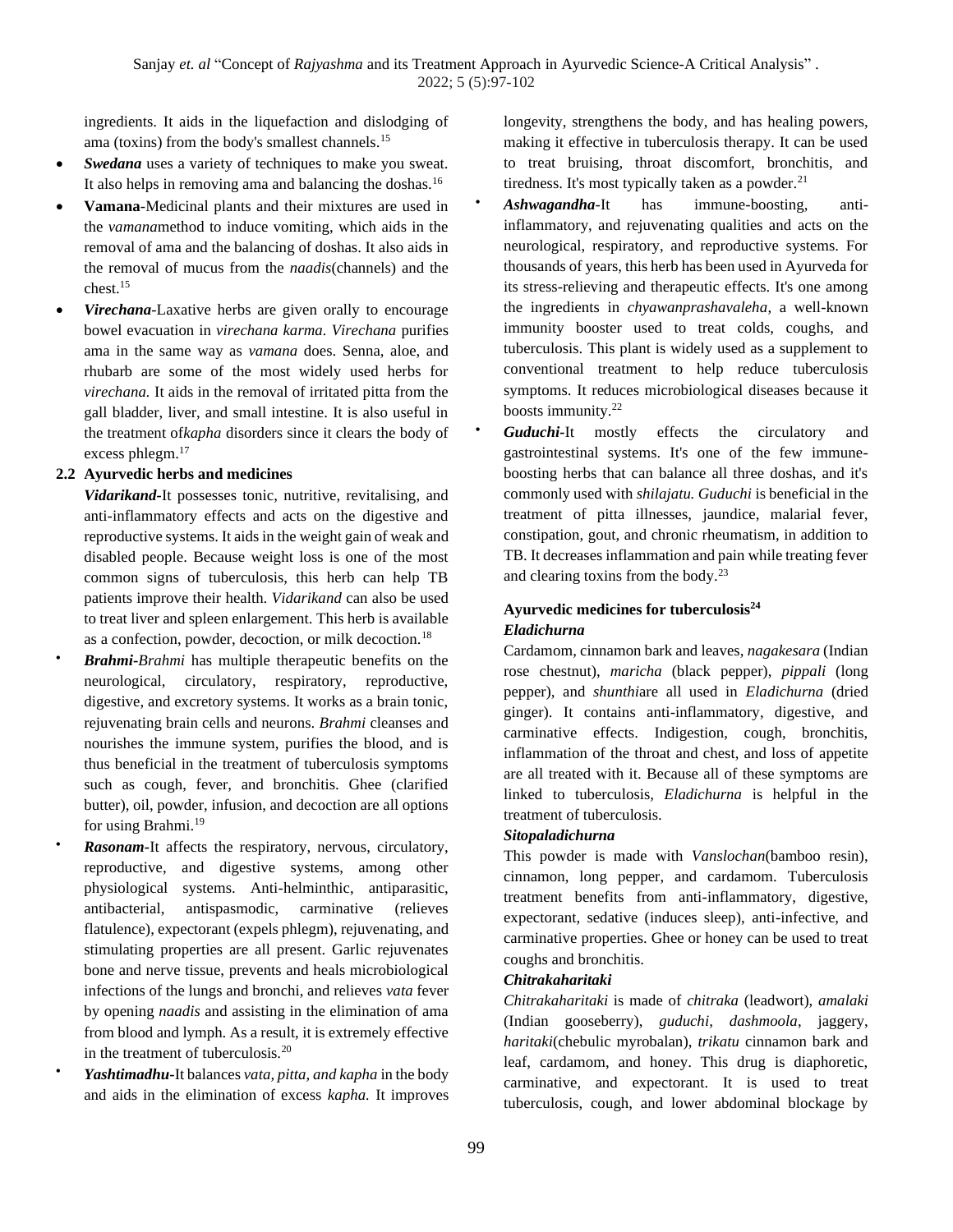ingredients. It aids in the liquefaction and dislodging of ama (toxins) from the body's smallest channels.[15]

- ***Swedana*** uses a variety of techniques to make you sweat. It also helps in removing ama and balancing the doshas.[16]
- **Vamana**-Medicinal plants and their mixtures are used in the *vamana*method to induce vomiting, which aids in the removal of ama and the balancing of doshas. It also aids in the removal of mucus from the *naadis*(channels) and the chest.[15]
- ***Virechana***-Laxative herbs are given orally to encourage bowel evacuation in *virechana karma. Virechana* purifies ama in the same way as *vamana* does. Senna, aloe, and rhubarb are some of the most widely used herbs for *virechana.* It aids in the removal of irritated pitta from the gall bladder, liver, and small intestine. It is also useful in the treatment of*kapha* disorders since it clears the body of excess phlegm.[17]

### 2.2 Ayurvedic herbs and medicines

***Vidarikand***-It possesses tonic, nutritive, revitalising, and anti-inflammatory effects and acts on the digestive and reproductive systems. It aids in the weight gain of weak and disabled people. Because weight loss is one of the most common signs of tuberculosis, this herb can help TB patients improve their health. *Vidarikand* can also be used to treat liver and spleen enlargement. This herb is available as a confection, powder, decoction, or milk decoction.[18]

- ***Brahmi***-*Brahmi* has multiple therapeutic benefits on the neurological, circulatory, respiratory, reproductive, digestive, and excretory systems. It works as a brain tonic, rejuvenating brain cells and neurons. *Brahmi* cleanses and nourishes the immune system, purifies the blood, and is thus beneficial in the treatment of tuberculosis symptoms such as cough, fever, and bronchitis. Ghee (clarified butter), oil, powder, infusion, and decoction are all options for using Brahmi.[19]
- ***Rasonam***-It affects the respiratory, nervous, circulatory, reproductive, and digestive systems, among other physiological systems. Anti-helminthic, antiparasitic, antibacterial, antispasmodic, carminative (relieves flatulence), expectorant (expels phlegm), rejuvenating, and stimulating properties are all present. Garlic rejuvenates bone and nerve tissue, prevents and heals microbiological infections of the lungs and bronchi, and relieves *vata* fever by opening *naadis* and assisting in the elimination of ama from blood and lymph. As a result, it is extremely effective in the treatment of tuberculosis.[20]
- ***Yashtimadhu***-It balances *vata, pitta, and kapha* in the body and aids in the elimination of excess *kapha.* It improves longevity, strengthens the body, and has healing powers, making it effective in tuberculosis therapy. It can be used to treat bruising, throat discomfort, bronchitis, and tiredness. It's most typically taken as a powder.[21]
- ***Ashwagandha***-It has immune-boosting, anti-inflammatory, and rejuvenating qualities and acts on the neurological, respiratory, and reproductive systems. For thousands of years, this herb has been used in Ayurveda for its stress-relieving and therapeutic effects. It's one among the ingredients in *chyawanprashavaleha*, a well-known immunity booster used to treat colds, coughs, and tuberculosis. This plant is widely used as a supplement to conventional treatment to help reduce tuberculosis symptoms. It reduces microbiological diseases because it boosts immunity.[22]
- ***Guduchi***-It mostly effects the circulatory and gastrointestinal systems. It's one of the few immune-boosting herbs that can balance all three doshas, and it's commonly used with *shilajatu. Guduchi* is beneficial in the treatment of pitta illnesses, jaundice, malarial fever, constipation, gout, and chronic rheumatism, in addition to TB. It decreases inflammation and pain while treating fever and clearing toxins from the body.[23]

### Ayurvedic medicines for tuberculosis[24]

#### *Eladichurna*

Cardamom, cinnamon bark and leaves, *nagakesara* (Indian rose chestnut), *maricha* (black pepper), *pippali* (long pepper), and *shunthi*are all used in *Eladichurna* (dried ginger). It contains anti-inflammatory, digestive, and carminative effects. Indigestion, cough, bronchitis, inflammation of the throat and chest, and loss of appetite are all treated with it. Because all of these symptoms are linked to tuberculosis, *Eladichurna* is helpful in the treatment of tuberculosis.

#### *Sitopaladichurna*

This powder is made with *Vanslochan*(bamboo resin), cinnamon, long pepper, and cardamom. Tuberculosis treatment benefits from anti-inflammatory, digestive, expectorant, sedative (induces sleep), anti-infective, and carminative properties. Ghee or honey can be used to treat coughs and bronchitis.

#### *Chitrakaharitaki*

*Chitrakaharitaki* is made of *chitraka* (leadwort), *amalaki* (Indian gooseberry), *guduchi*, *dashmoola*, jaggery, *haritaki*(chebulic myrobalan), *trikatu* cinnamon bark and leaf, cardamom, and honey. This drug is diaphoretic, carminative, and expectorant. It is used to treat tuberculosis, cough, and lower abdominal blockage by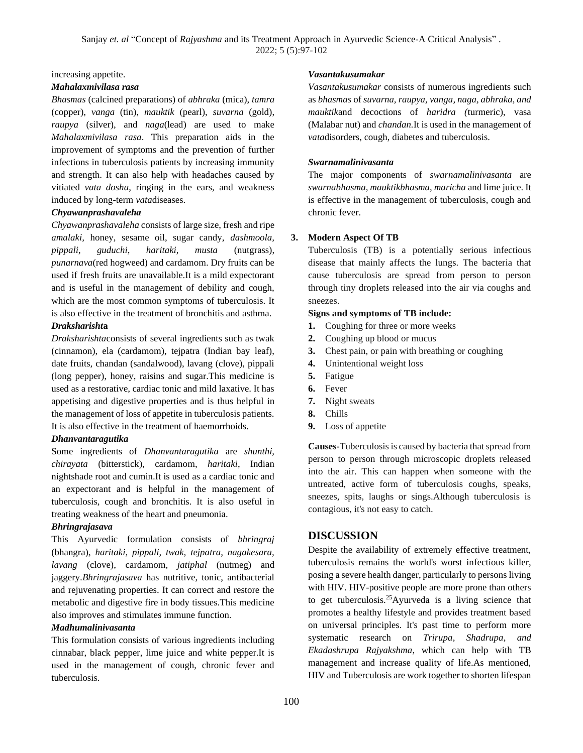increasing appetite.

***Mahalaxmivilasa rasa***

*Bhasmas* (calcined preparations) of *abhraka* (mica), *tamra* (copper), *vanga* (tin), *mauktik* (pearl), *suvarna* (gold), *raupya* (silver), and *naga*(lead) are used to make *Mahalaxmivilasa rasa*. This preparation aids in the improvement of symptoms and the prevention of further infections in tuberculosis patients by increasing immunity and strength. It can also help with headaches caused by vitiated *vata dosha*, ringing in the ears, and weakness induced by long-term *vata*diseases.

***Chyawanprashavaleha***

*Chyawanprashavaleha* consists of large size, fresh and ripe *amalaki*, honey, sesame oil, sugar candy, *dashmoola, pippali, guduchi, haritaki, musta* (nutgrass), *punarnava*(red hogweed) and cardamom. Dry fruits can be used if fresh fruits are unavailable.It is a mild expectorant and is useful in the management of debility and cough, which are the most common symptoms of tuberculosis. It is also effective in the treatment of bronchitis and asthma.

***Draksharisht*a**

*Draksharishta*consists of several ingredients such as twak (cinnamon), ela (cardamom), tejpatra (Indian bay leaf), date fruits, chandan (sandalwood), lavang (clove), pippali (long pepper), honey, raisins and sugar.This medicine is used as a restorative, cardiac tonic and mild laxative. It has appetising and digestive properties and is thus helpful in the management of loss of appetite in tuberculosis patients. It is also effective in the treatment of haemorrhoids.

***Dhanvantaragutika***

Some ingredients of *Dhanvantaragutika* are *shunthi, chirayata* (bitterstick), cardamom, *haritaki*, Indian nightshade root and cumin.It is used as a cardiac tonic and an expectorant and is helpful in the management of tuberculosis, cough and bronchitis. It is also useful in treating weakness of the heart and pneumonia.

***Bhringrajasava***

This Ayurvedic formulation consists of *bhringraj* (bhangra), *haritaki, pippali, twak, tejpatra, nagakesara, lavang* (clove), cardamom, *jatiphal* (nutmeg) and jaggery.*Bhringrajasava* has nutritive, tonic, antibacterial and rejuvenating properties. It can correct and restore the metabolic and digestive fire in body tissues.This medicine also improves and stimulates immune function.

***Madhumalinivasanta***

This formulation consists of various ingredients including cinnabar, black pepper, lime juice and white pepper.It is used in the management of cough, chronic fever and tuberculosis.

***Vasantakusumakar***

*Vasantakusumakar* consists of numerous ingredients such as *bhasmas* of *suvarna, raupya, vanga, naga, abhraka, and mauktik*and decoctions of *haridra (*turmeric), vasa (Malabar nut) and *chandan*.It is used in the management of *vata*disorders, cough, diabetes and tuberculosis.

***Swarnamalinivasanta***

The major components of *swarnamalinivasanta* are *swarnabhasma, mauktikbhasma, maricha* and lime juice. It is effective in the management of tuberculosis, cough and chronic fever.

### 3. Modern Aspect Of TB

Tuberculosis (TB) is a potentially serious infectious disease that mainly affects the lungs. The bacteria that cause tuberculosis are spread from person to person through tiny droplets released into the air via coughs and sneezes.

**Signs and symptoms of TB include:**

1. Coughing for three or more weeks
2. Coughing up blood or mucus
3. Chest pain, or pain with breathing or coughing
4. Unintentional weight loss
5. Fatigue
6. Fever
7. Night sweats
8. Chills
9. Loss of appetite

**Causes-**Tuberculosis is caused by bacteria that spread from person to person through microscopic droplets released into the air. This can happen when someone with the untreated, active form of tuberculosis coughs, speaks, sneezes, spits, laughs or sings.Although tuberculosis is contagious, it's not easy to catch.

## DISCUSSION

Despite the availability of extremely effective treatment, tuberculosis remains the world's worst infectious killer, posing a severe health danger, particularly to persons living with HIV. HIV-positive people are more prone than others to get tuberculosis.[25]Ayurveda is a living science that promotes a healthy lifestyle and provides treatment based on universal principles. It's past time to perform more systematic research on *Trirupa, Shadrupa, and Ekadashrupa Rajyakshma*, which can help with TB management and increase quality of life.As mentioned, HIV and Tuberculosis are work together to shorten lifespan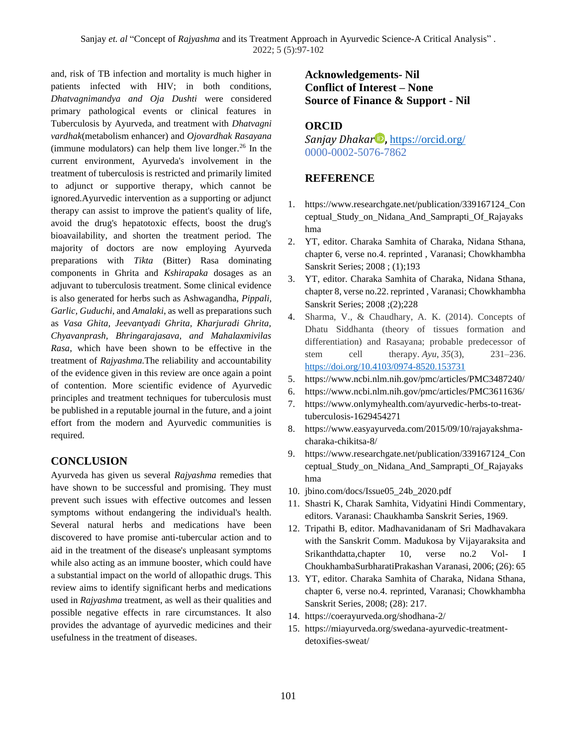and, risk of TB infection and mortality is much higher in patients infected with HIV; in both conditions, *Dhatvagnimandya and Oja Dushti* were considered primary pathological events or clinical features in Tuberculosis by Ayurveda, and treatment with *Dhatvagni vardhak*(metabolism enhancer) and *Ojovardhak Rasayana* (immune modulators) can help them live longer.[26] In the current environment, Ayurveda's involvement in the treatment of tuberculosis is restricted and primarily limited to adjunct or supportive therapy, which cannot be ignored.Ayurvedic intervention as a supporting or adjunct therapy can assist to improve the patient's quality of life, avoid the drug's hepatotoxic effects, boost the drug's bioavailability, and shorten the treatment period. The majority of doctors are now employing Ayurveda preparations with *Tikta* (Bitter) Rasa dominating components in Ghrita and *Kshirapaka* dosages as an adjuvant to tuberculosis treatment. Some clinical evidence is also generated for herbs such as Ashwagandha, *Pippali, Garlic, Guduchi*, and *Amalaki*, as well as preparations such as *Vasa Ghita, Jeevantyadi Ghrita, Kharjuradi Ghrita, Chyavanprash, Bhringarajasava, and Mahalaxmivilas Rasa*, which have been shown to be effective in the treatment of *Rajyashma.*The reliability and accountability of the evidence given in this review are once again a point of contention. More scientific evidence of Ayurvedic principles and treatment techniques for tuberculosis must be published in a reputable journal in the future, and a joint effort from the modern and Ayurvedic communities is required.

## CONCLUSION

Ayurveda has given us several *Rajyashma* remedies that have shown to be successful and promising. They must prevent such issues with effective outcomes and lessen symptoms without endangering the individual's health. Several natural herbs and medications have been discovered to have promise anti-tubercular action and to aid in the treatment of the disease's unpleasant symptoms while also acting as an immune booster, which could have a substantial impact on the world of allopathic drugs. This review aims to identify significant herbs and medications used in *Rajyashma* treatment, as well as their qualities and possible negative effects in rare circumstances. It also provides the advantage of ayurvedic medicines and their usefulness in the treatment of diseases.

**Acknowledgements- Nil**
**Conflict of Interest – None**
**Source of Finance & Support - Nil**

## ORCID

*Sanjay Dhakar*, https://orcid.org/0000-0002-5076-7862

## REFERENCE

1. https://www.researchgate.net/publication/339167124_Conceptual_Study_on_Nidana_And_Samprapti_Of_Rajayakshma
2. YT, editor. Charaka Samhita of Charaka, Nidana Sthana, chapter 6, verse no.4. reprinted , Varanasi; Chowkhambha Sanskrit Series; 2008 ; (1);193
3. YT, editor. Charaka Samhita of Charaka, Nidana Sthana, chapter 8, verse no.22. reprinted , Varanasi; Chowkhambha Sanskrit Series; 2008 ;(2);228
4. Sharma, V., & Chaudhary, A. K. (2014). Concepts of Dhatu Siddhanta (theory of tissues formation and differentiation) and Rasayana; probable predecessor of stem cell therapy. *Ayu*, *35*(3), 231–236. https://doi.org/10.4103/0974-8520.153731
5. https://www.ncbi.nlm.nih.gov/pmc/articles/PMC3487240/
6. https://www.ncbi.nlm.nih.gov/pmc/articles/PMC3611636/
7. https://www.onlymyhealth.com/ayurvedic-herbs-to-treat-tuberculosis-1629454271
8. https://www.easyayurveda.com/2015/09/10/rajayakshma-charaka-chikitsa-8/
9. https://www.researchgate.net/publication/339167124_Conceptual_Study_on_Nidana_And_Samprapti_Of_Rajayakshma
10. jbino.com/docs/Issue05_24b_2020.pdf
11. Shastri K, Charak Samhita, Vidyatini Hindi Commentary, editors. Varanasi: Chaukhamba Sanskrit Series, 1969.
12. Tripathi B, editor. Madhavanidanam of Sri Madhavakara with the Sanskrit Comm. Madukosa by Vijayaraksita and Srikanthdatta,chapter 10, verse no.2 Vol- I ChoukhambaSurbharatiPrakashan Varanasi, 2006; (26): 65
13. YT, editor. Charaka Samhita of Charaka, Nidana Sthana, chapter 6, verse no.4. reprinted, Varanasi; Chowkhambha Sanskrit Series, 2008; (28): 217.
14. https://coerayurveda.org/shodhana-2/
15. https://miayurveda.org/swedana-ayurvedic-treatment-detoxifies-sweat/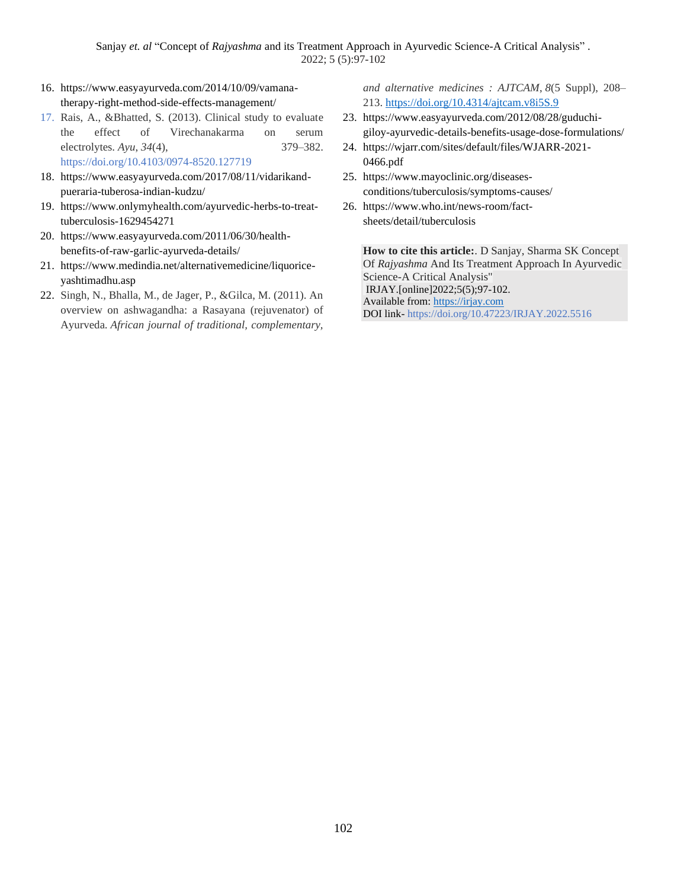16. https://www.easyayurveda.com/2014/10/09/vamana-therapy-right-method-side-effects-management/
17. Rais, A., &Bhatted, S. (2013). Clinical study to evaluate the effect of Virechanakarma on serum electrolytes. *Ayu*, *34*(4), 379–382. https://doi.org/10.4103/0974-8520.127719
18. https://www.easyayurveda.com/2017/08/11/vidarikand-pueraria-tuberosa-indian-kudzu/
19. https://www.onlymyhealth.com/ayurvedic-herbs-to-treat-tuberculosis-1629454271
20. https://www.easyayurveda.com/2011/06/30/health-benefits-of-raw-garlic-ayurveda-details/
21. https://www.medindia.net/alternativemedicine/liquorice-yashtimadhu.asp
22. Singh, N., Bhalla, M., de Jager, P., &Gilca, M. (2011). An overview on ashwagandha: a Rasayana (rejuvenator) of Ayurveda. *African journal of traditional, complementary, and alternative medicines : AJTCAM*, *8*(5 Suppl), 208–213. https://doi.org/10.4314/ajtcam.v8i5S.9
23. https://www.easyayurveda.com/2012/08/28/guduchi-giloy-ayurvedic-details-benefits-usage-dose-formulations/
24. https://wjarr.com/sites/default/files/WJARR-2021-0466.pdf
25. https://www.mayoclinic.org/diseases-conditions/tuberculosis/symptoms-causes/
26. https://www.who.int/news-room/fact-sheets/detail/tuberculosis

**How to cite this article:**. D Sanjay, Sharma SK Concept Of *Rajyashma* And Its Treatment Approach In Ayurvedic Science-A Critical Analysis"
IRJAY.[online]2022;5(5);97-102.
Available from: https://irjay.com
DOI link- https://doi.org/10.47223/IRJAY.2022.5516